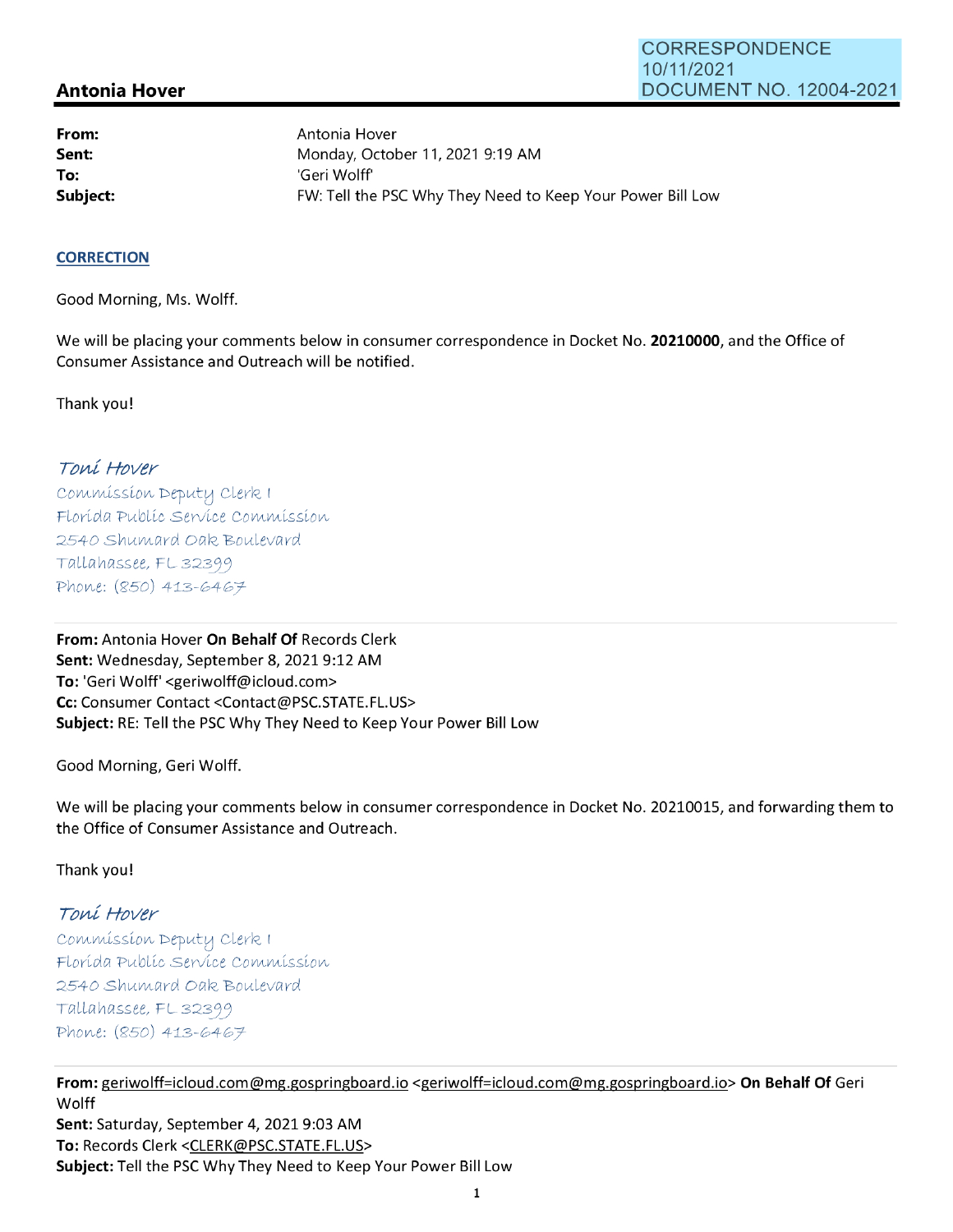CORRESPONDENCE
10/11/2021
DOCUMENT NO. 12004-2021

## Antonia Hover

**From:** Antonia Hover
**Sent:** Monday, October 11, 2021 9:19 AM
**To:** 'Geri Wolff'
**Subject:** FW: Tell the PSC Why They Need to Keep Your Power Bill Low

**CORRECTION**

Good Morning, Ms. Wolff.

We will be placing your comments below in consumer correspondence in Docket No. **20210000**, and the Office of Consumer Assistance and Outreach will be notified.

Thank you!

*Toni Hover*
*Commission Deputy Clerk I*
*Florida Public Service Commission*
*2540 Shumard Oak Boulevard*
*Tallahassee, FL 32399*
*Phone: (850) 413-6467*

---

**From:** Antonia Hover **On Behalf Of** Records Clerk
**Sent:** Wednesday, September 8, 2021 9:12 AM
**To:** 'Geri Wolff' <geriwolff@icloud.com>
**Cc:** Consumer Contact <Contact@PSC.STATE.FL.US>
**Subject:** RE: Tell the PSC Why They Need to Keep Your Power Bill Low

Good Morning, Geri Wolff.

We will be placing your comments below in consumer correspondence in Docket No. 20210015, and forwarding them to the Office of Consumer Assistance and Outreach.

Thank you!

*Toni Hover*
*Commission Deputy Clerk I*
*Florida Public Service Commission*
*2540 Shumard Oak Boulevard*
*Tallahassee, FL 32399*
*Phone: (850) 413-6467*

---

**From:** geriwolff=icloud.com@mg.gospringboard.io <geriwolff=icloud.com@mg.gospringboard.io> **On Behalf Of** Geri Wolff
**Sent:** Saturday, September 4, 2021 9:03 AM
**To:** Records Clerk <CLERK@PSC.STATE.FL.US>
**Subject:** Tell the PSC Why They Need to Keep Your Power Bill Low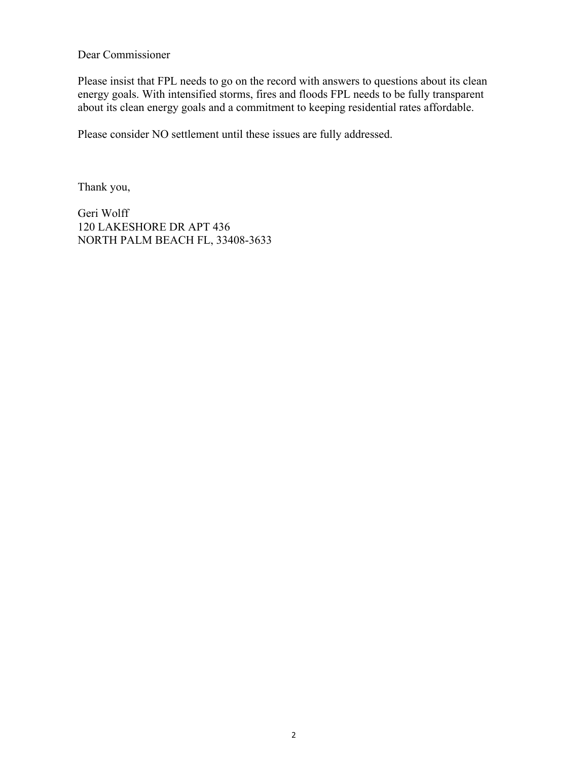Dear Commissioner

Please insist that FPL needs to go on the record with answers to questions about its clean energy goals. With intensified storms, fires and floods FPL needs to be fully transparent about its clean energy goals and a commitment to keeping residential rates affordable.

Please consider NO settlement until these issues are fully addressed.

Thank you,

Geri Wolff  
120 LAKESHORE DR APT 436  
NORTH PALM BEACH FL, 33408-3633